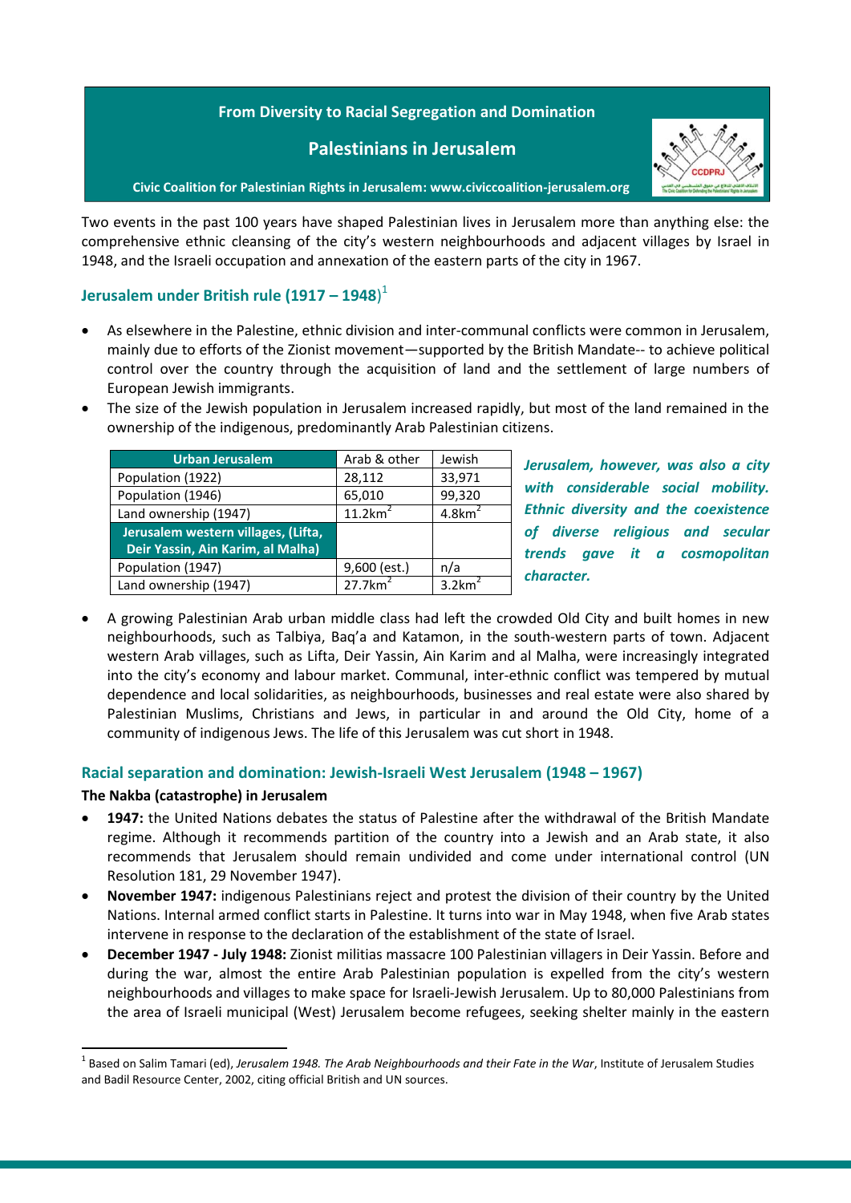# From Diversity to Racial Segregation and Domination

## Palestinians in Jerusalem

**Civic Coalition for Palestinian Rights in Jerusalem: www.civiccoalition-jerusalem.org**

Two events in the past 100 years have shaped Palestinian lives in Jerusalem more than anything else: the comprehensive ethnic cleansing of the city's western neighbourhoods and adjacent villages by Israel in 1948, and the Israeli occupation and annexation of the eastern parts of the city in 1967.

## Jerusalem under British rule (1917 – 1948)[1]

- As elsewhere in the Palestine, ethnic division and inter-communal conflicts were common in Jerusalem, mainly due to efforts of the Zionist movement—supported by the British Mandate-- to achieve political control over the country through the acquisition of land and the settlement of large numbers of European Jewish immigrants.
- The size of the Jewish population in Jerusalem increased rapidly, but most of the land remained in the ownership of the indigenous, predominantly Arab Palestinian citizens.

| Urban Jerusalem | Arab & other | Jewish |
|---|---|---|
| Population (1922) | 28,112 | 33,971 |
| Population (1946) | 65,010 | 99,320 |
| Land ownership (1947) | 11.2km$^2$ | 4.8km$^2$ |
| **Jerusalem western villages, (Lifta, Deir Yassin, Ain Karim, al Malha)** | | |
| Population (1947) | 9,600 (est.) | n/a |
| Land ownership (1947) | 27.7km$^2$ | 3.2km$^2$ |

***Jerusalem, however, was also a city with considerable social mobility. Ethnic diversity and the coexistence of diverse religious and secular trends gave it a cosmopolitan character.***

- A growing Palestinian Arab urban middle class had left the crowded Old City and built homes in new neighbourhoods, such as Talbiya, Baq'a and Katamon, in the south-western parts of town. Adjacent western Arab villages, such as Lifta, Deir Yassin, Ain Karim and al Malha, were increasingly integrated into the city's economy and labour market. Communal, inter-ethnic conflict was tempered by mutual dependence and local solidarities, as neighbourhoods, businesses and real estate were also shared by Palestinian Muslims, Christians and Jews, in particular in and around the Old City, home of a community of indigenous Jews. The life of this Jerusalem was cut short in 1948.

## Racial separation and domination: Jewish-Israeli West Jerusalem (1948 – 1967)

**The Nakba (catastrophe) in Jerusalem**

- **1947:** the United Nations debates the status of Palestine after the withdrawal of the British Mandate regime. Although it recommends partition of the country into a Jewish and an Arab state, it also recommends that Jerusalem should remain undivided and come under international control (UN Resolution 181, 29 November 1947).
- **November 1947:** indigenous Palestinians reject and protest the division of their country by the United Nations. Internal armed conflict starts in Palestine. It turns into war in May 1948, when five Arab states intervene in response to the declaration of the establishment of the state of Israel.
- **December 1947 - July 1948:** Zionist militias massacre 100 Palestinian villagers in Deir Yassin. Before and during the war, almost the entire Arab Palestinian population is expelled from the city's western neighbourhoods and villages to make space for Israeli-Jewish Jerusalem. Up to 80,000 Palestinians from the area of Israeli municipal (West) Jerusalem become refugees, seeking shelter mainly in the eastern

[1] Based on Salim Tamari (ed), *Jerusalem 1948. The Arab Neighbourhoods and their Fate in the War*, Institute of Jerusalem Studies and Badil Resource Center, 2002, citing official British and UN sources.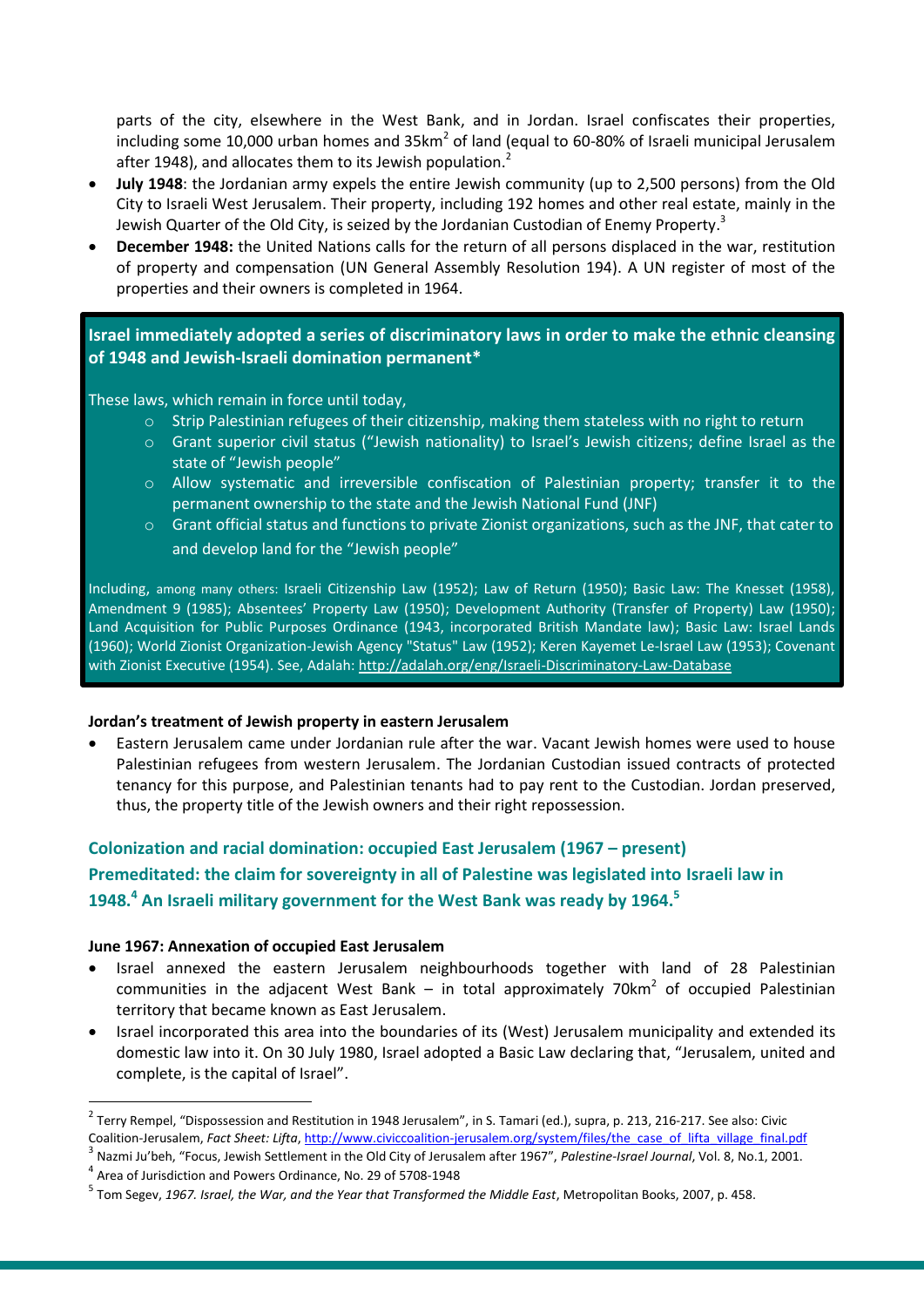parts of the city, elsewhere in the West Bank, and in Jordan. Israel confiscates their properties, including some 10,000 urban homes and 35km$^2$ of land (equal to 60-80% of Israeli municipal Jerusalem after 1948), and allocates them to its Jewish population.[2]

- **July 1948**: the Jordanian army expels the entire Jewish community (up to 2,500 persons) from the Old City to Israeli West Jerusalem. Their property, including 192 homes and other real estate, mainly in the Jewish Quarter of the Old City, is seized by the Jordanian Custodian of Enemy Property.[3]
- **December 1948:** the United Nations calls for the return of all persons displaced in the war, restitution of property and compensation (UN General Assembly Resolution 194). A UN register of most of the properties and their owners is completed in 1964.

**Israel immediately adopted a series of discriminatory laws in order to make the ethnic cleansing of 1948 and Jewish-Israeli domination permanent***

These laws, which remain in force until today,

- Strip Palestinian refugees of their citizenship, making them stateless with no right to return
- Grant superior civil status ("Jewish nationality) to Israel's Jewish citizens; define Israel as the state of "Jewish people"
- Allow systematic and irreversible confiscation of Palestinian property; transfer it to the permanent ownership to the state and the Jewish National Fund (JNF)
- Grant official status and functions to private Zionist organizations, such as the JNF, that cater to and develop land for the "Jewish people"

Including, among many others: Israeli Citizenship Law (1952); Law of Return (1950); Basic Law: The Knesset (1958), Amendment 9 (1985); Absentees' Property Law (1950); Development Authority (Transfer of Property) Law (1950); Land Acquisition for Public Purposes Ordinance (1943, incorporated British Mandate law); Basic Law: Israel Lands (1960); World Zionist Organization-Jewish Agency "Status" Law (1952); Keren Kayemet Le-Israel Law (1953); Covenant with Zionist Executive (1954). See, Adalah: http://adalah.org/eng/Israeli-Discriminatory-Law-Database

**Jordan's treatment of Jewish property in eastern Jerusalem**

- Eastern Jerusalem came under Jordanian rule after the war. Vacant Jewish homes were used to house Palestinian refugees from western Jerusalem. The Jordanian Custodian issued contracts of protected tenancy for this purpose, and Palestinian tenants had to pay rent to the Custodian. Jordan preserved, thus, the property title of the Jewish owners and their right repossession.

## Colonization and racial domination: occupied East Jerusalem (1967 – present)

## Premeditated: the claim for sovereignty in all of Palestine was legislated into Israeli law in 1948.[4] An Israeli military government for the West Bank was ready by 1964.[5]

**June 1967: Annexation of occupied East Jerusalem**

- Israel annexed the eastern Jerusalem neighbourhoods together with land of 28 Palestinian communities in the adjacent West Bank – in total approximately 70km$^2$ of occupied Palestinian territory that became known as East Jerusalem.
- Israel incorporated this area into the boundaries of its (West) Jerusalem municipality and extended its domestic law into it. On 30 July 1980, Israel adopted a Basic Law declaring that, "Jerusalem, united and complete, is the capital of Israel".

---

[2] Terry Rempel, "Dispossession and Restitution in 1948 Jerusalem", in S. Tamari (ed.), supra, p. 213, 216-217. See also: Civic Coalition-Jerusalem, *Fact Sheet: Lifta*, http://www.civiccoalition-jerusalem.org/system/files/the_case_of_lifta_village_final.pdf

[3] Nazmi Ju'beh, "Focus, Jewish Settlement in the Old City of Jerusalem after 1967", *Palestine-Israel Journal*, Vol. 8, No.1, 2001.

[4] Area of Jurisdiction and Powers Ordinance, No. 29 of 5708-1948

[5] Tom Segev, *1967. Israel, the War, and the Year that Transformed the Middle East*, Metropolitan Books, 2007, p. 458.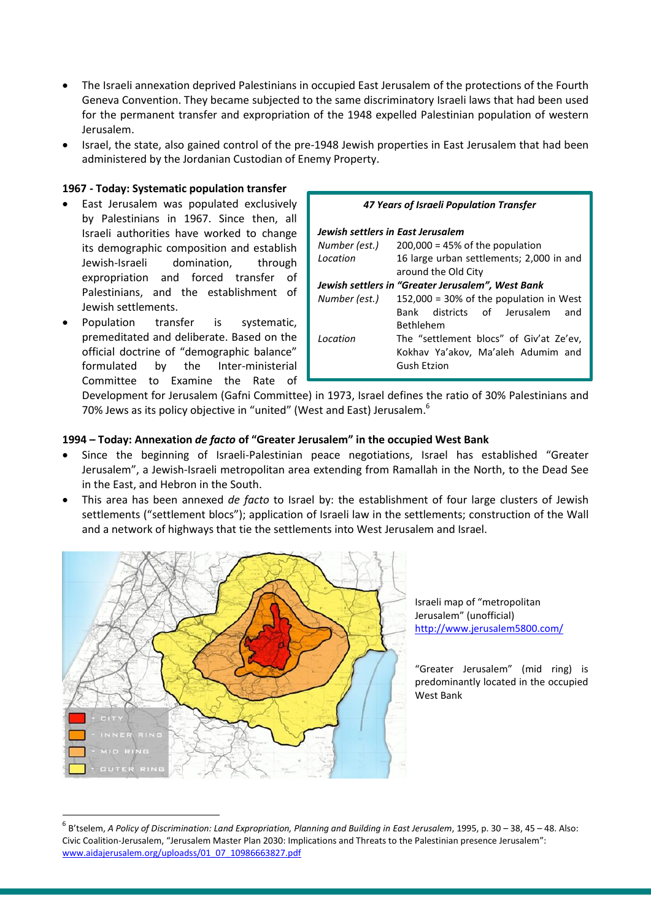- The Israeli annexation deprived Palestinians in occupied East Jerusalem of the protections of the Fourth Geneva Convention. They became subjected to the same discriminatory Israeli laws that had been used for the permanent transfer and expropriation of the 1948 expelled Palestinian population of western Jerusalem.
- Israel, the state, also gained control of the pre-1948 Jewish properties in East Jerusalem that had been administered by the Jordanian Custodian of Enemy Property.

**1967 - Today: Systematic population transfer**

- East Jerusalem was populated exclusively by Palestinians in 1967. Since then, all Israeli authorities have worked to change its demographic composition and establish Jewish-Israeli domination, through expropriation and forced transfer of Palestinians, and the establishment of Jewish settlements.
- Population transfer is systematic, premeditated and deliberate. Based on the official doctrine of "demographic balance" formulated by the Inter-ministerial Committee to Examine the Rate of Development for Jerusalem (Gafni Committee) in 1973, Israel defines the ratio of 30% Palestinians and 70% Jews as its policy objective in "united" (West and East) Jerusalem.[6]

***47 Years of Israeli Population Transfer***

| ***Jewish settlers in East Jerusalem*** | |
|---|---|
| *Number (est.)* | 200,000 = 45% of the population |
| *Location* | 16 large urban settlements; 2,000 in and around the Old City |
| ***Jewish settlers in "Greater Jerusalem", West Bank*** | |
| *Number (est.)* | 152,000 = 30% of the population in West Bank districts of Jerusalem and Bethlehem |
| *Location* | The "settlement blocs" of Giv'at Ze'ev, Kokhav Ya'akov, Ma'aleh Adumim and Gush Etzion |

**1994 – Today: Annexation *de facto* of "Greater Jerusalem" in the occupied West Bank**

- Since the beginning of Israeli-Palestinian peace negotiations, Israel has established "Greater Jerusalem", a Jewish-Israeli metropolitan area extending from Ramallah in the North, to the Dead See in the East, and Hebron in the South.
- This area has been annexed *de facto* to Israel by: the establishment of four large clusters of Jewish settlements ("settlement blocs"); application of Israeli law in the settlements; construction of the Wall and a network of highways that tie the settlements into West Jerusalem and Israel.

CITY
INNER RING
MID RING
OUTER RING

Israeli map of "metropolitan Jerusalem" (unofficial)
http://www.jerusalem5800.com/

"Greater Jerusalem" (mid ring) is predominantly located in the occupied West Bank

[6] B'tselem, *A Policy of Discrimination: Land Expropriation, Planning and Building in East Jerusalem*, 1995, p. 30 – 38, 45 – 48. Also: Civic Coalition-Jerusalem, "Jerusalem Master Plan 2030: Implications and Threats to the Palestinian presence Jerusalem": www.aidajerusalem.org/uploadss/01_07_10986663827.pdf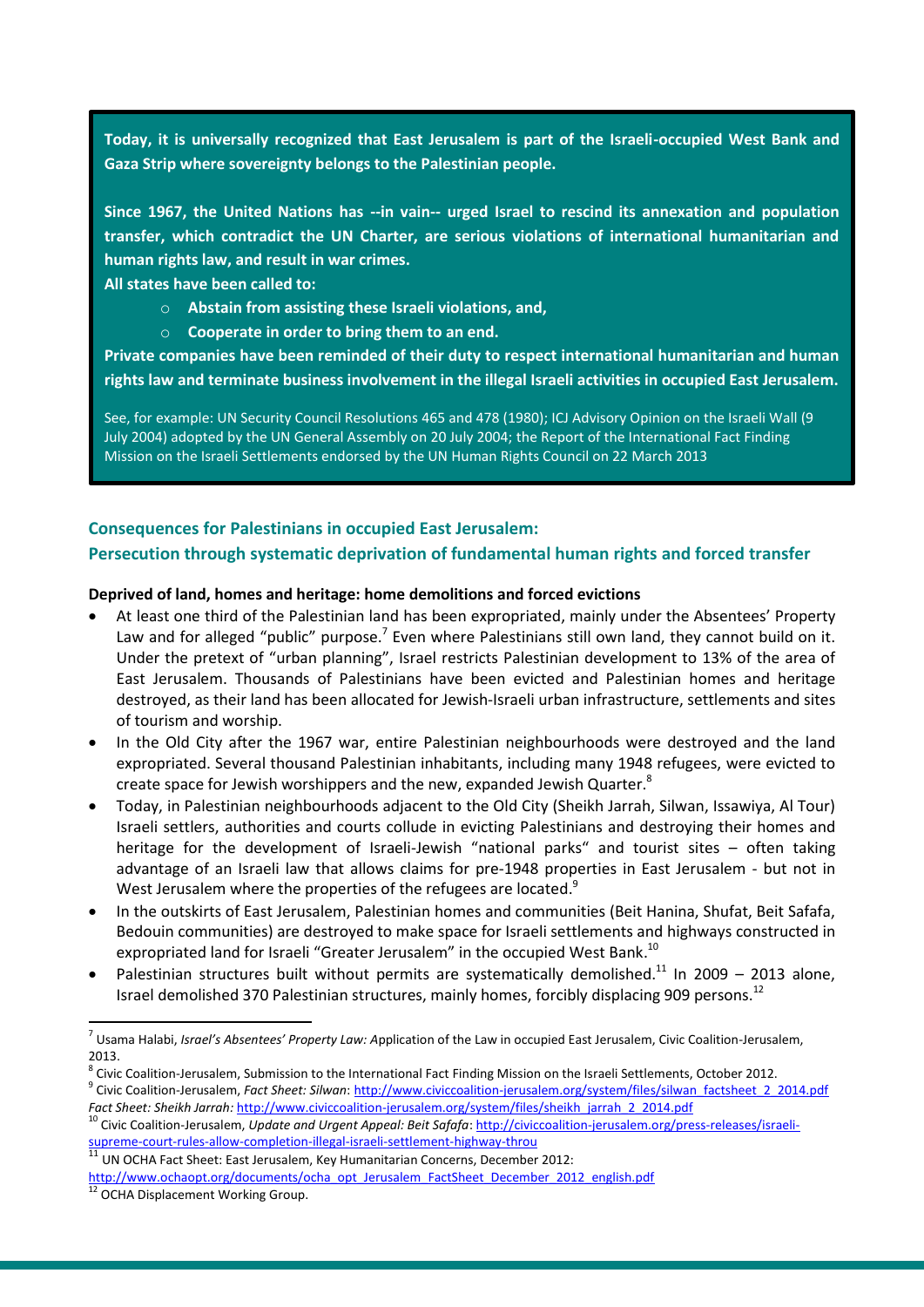**Today, it is universally recognized that East Jerusalem is part of the Israeli-occupied West Bank and Gaza Strip where sovereignty belongs to the Palestinian people.**

**Since 1967, the United Nations has --in vain-- urged Israel to rescind its annexation and population transfer, which contradict the UN Charter, are serious violations of international humanitarian and human rights law, and result in war crimes.**

**All states have been called to:**

- **Abstain from assisting these Israeli violations, and,**
- **Cooperate in order to bring them to an end.**

**Private companies have been reminded of their duty to respect international humanitarian and human rights law and terminate business involvement in the illegal Israeli activities in occupied East Jerusalem.**

See, for example: UN Security Council Resolutions 465 and 478 (1980); ICJ Advisory Opinion on the Israeli Wall (9 July 2004) adopted by the UN General Assembly on 20 July 2004; the Report of the International Fact Finding Mission on the Israeli Settlements endorsed by the UN Human Rights Council on 22 March 2013

## Consequences for Palestinians in occupied East Jerusalem: Persecution through systematic deprivation of fundamental human rights and forced transfer

**Deprived of land, homes and heritage: home demolitions and forced evictions**

- At least one third of the Palestinian land has been expropriated, mainly under the Absentees' Property Law and for alleged "public" purpose.[7] Even where Palestinians still own land, they cannot build on it. Under the pretext of "urban planning", Israel restricts Palestinian development to 13% of the area of East Jerusalem. Thousands of Palestinians have been evicted and Palestinian homes and heritage destroyed, as their land has been allocated for Jewish-Israeli urban infrastructure, settlements and sites of tourism and worship.
- In the Old City after the 1967 war, entire Palestinian neighbourhoods were destroyed and the land expropriated. Several thousand Palestinian inhabitants, including many 1948 refugees, were evicted to create space for Jewish worshippers and the new, expanded Jewish Quarter.[8]
- Today, in Palestinian neighbourhoods adjacent to the Old City (Sheikh Jarrah, Silwan, Issawiya, Al Tour) Israeli settlers, authorities and courts collude in evicting Palestinians and destroying their homes and heritage for the development of Israeli-Jewish "national parks" and tourist sites – often taking advantage of an Israeli law that allows claims for pre-1948 properties in East Jerusalem - but not in West Jerusalem where the properties of the refugees are located.[9]
- In the outskirts of East Jerusalem, Palestinian homes and communities (Beit Hanina, Shufat, Beit Safafa, Bedouin communities) are destroyed to make space for Israeli settlements and highways constructed in expropriated land for Israeli "Greater Jerusalem" in the occupied West Bank.[10]
- Palestinian structures built without permits are systematically demolished.[11] In 2009 – 2013 alone, Israel demolished 370 Palestinian structures, mainly homes, forcibly displacing 909 persons.[12]

---

[7] Usama Halabi, *Israel's Absentees' Property Law:* Application of the Law in occupied East Jerusalem, Civic Coalition-Jerusalem, 2013.

[8] Civic Coalition-Jerusalem, Submission to the International Fact Finding Mission on the Israeli Settlements, October 2012.

[9] Civic Coalition-Jerusalem, *Fact Sheet: Silwan*: http://www.civiccoalition-jerusalem.org/system/files/silwan_factsheet_2_2014.pdf *Fact Sheet: Sheikh Jarrah:* http://www.civiccoalition-jerusalem.org/system/files/sheikh_jarrah_2_2014.pdf

[10] Civic Coalition-Jerusalem, *Update and Urgent Appeal: Beit Safafa*: http://civiccoalition-jerusalem.org/press-releases/israeli-supreme-court-rules-allow-completion-illegal-israeli-settlement-highway-throu

[11] UN OCHA Fact Sheet: East Jerusalem, Key Humanitarian Concerns, December 2012: http://www.ochaopt.org/documents/ocha_opt_Jerusalem_FactSheet_December_2012_english.pdf

[12] OCHA Displacement Working Group.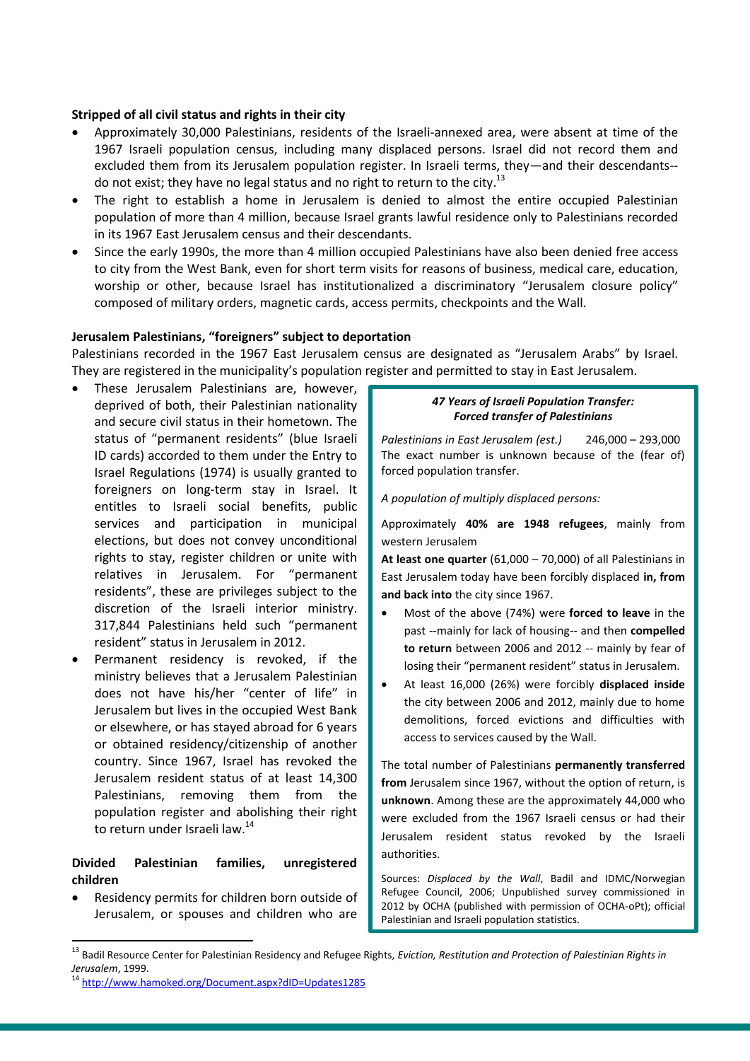**Stripped of all civil status and rights in their city**

- Approximately 30,000 Palestinians, residents of the Israeli-annexed area, were absent at time of the 1967 Israeli population census, including many displaced persons. Israel did not record them and excluded them from its Jerusalem population register. In Israeli terms, they—and their descendants--do not exist; they have no legal status and no right to return to the city.[13]
- The right to establish a home in Jerusalem is denied to almost the entire occupied Palestinian population of more than 4 million, because Israel grants lawful residence only to Palestinians recorded in its 1967 East Jerusalem census and their descendants.
- Since the early 1990s, the more than 4 million occupied Palestinians have also been denied free access to city from the West Bank, even for short term visits for reasons of business, medical care, education, worship or other, because Israel has institutionalized a discriminatory "Jerusalem closure policy" composed of military orders, magnetic cards, access permits, checkpoints and the Wall.

**Jerusalem Palestinians, "foreigners" subject to deportation**

Palestinians recorded in the 1967 East Jerusalem census are designated as "Jerusalem Arabs" by Israel. They are registered in the municipality's population register and permitted to stay in East Jerusalem.

- These Jerusalem Palestinians are, however, deprived of both, their Palestinian nationality and secure civil status in their hometown. The status of "permanent residents" (blue Israeli ID cards) accorded to them under the Entry to Israel Regulations (1974) is usually granted to foreigners on long-term stay in Israel. It entitles to Israeli social benefits, public services and participation in municipal elections, but does not convey unconditional rights to stay, register children or unite with relatives in Jerusalem. For "permanent residents", these are privileges subject to the discretion of the Israeli interior ministry. 317,844 Palestinians held such "permanent resident" status in Jerusalem in 2012.
- Permanent residency is revoked, if the ministry believes that a Jerusalem Palestinian does not have his/her "center of life" in Jerusalem but lives in the occupied West Bank or elsewhere, or has stayed abroad for 6 years or obtained residency/citizenship of another country. Since 1967, Israel has revoked the Jerusalem resident status of at least 14,300 Palestinians, removing them from the population register and abolishing their right to return under Israeli law.[14]

**Divided Palestinian families, unregistered children**

- Residency permits for children born outside of Jerusalem, or spouses and children who are

***47 Years of Israeli Population Transfer: Forced transfer of Palestinians***

*Palestinians in East Jerusalem (est.)* 246,000 – 293,000
The exact number is unknown because of the (fear of) forced population transfer.

*A population of multiply displaced persons:*

Approximately **40% are 1948 refugees**, mainly from western Jerusalem

**At least one quarter** (61,000 – 70,000) of all Palestinians in East Jerusalem today have been forcibly displaced **in, from and back into** the city since 1967.

- Most of the above (74%) were **forced to leave** in the past --mainly for lack of housing-- and then **compelled to return** between 2006 and 2012 -- mainly by fear of losing their "permanent resident" status in Jerusalem.
- At least 16,000 (26%) were forcibly **displaced inside** the city between 2006 and 2012, mainly due to home demolitions, forced evictions and difficulties with access to services caused by the Wall.

The total number of Palestinians **permanently transferred from** Jerusalem since 1967, without the option of return, is **unknown**. Among these are the approximately 44,000 who were excluded from the 1967 Israeli census or had their Jerusalem resident status revoked by the Israeli authorities.

Sources: *Displaced by the Wall*, Badil and IDMC/Norwegian Refugee Council, 2006; Unpublished survey commissioned in 2012 by OCHA (published with permission of OCHA-oPt); official Palestinian and Israeli population statistics.

---

[13] Badil Resource Center for Palestinian Residency and Refugee Rights, *Eviction, Restitution and Protection of Palestinian Rights in Jerusalem*, 1999.

[14] http://www.hamoked.org/Document.aspx?dID=Updates1285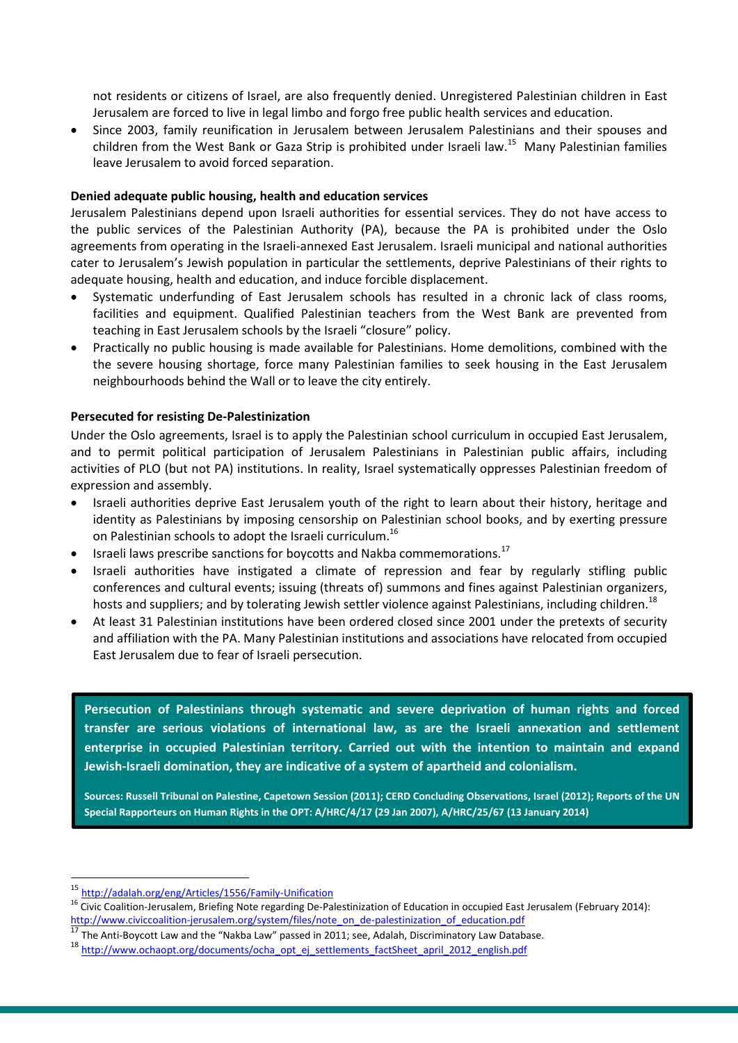not residents or citizens of Israel, are also frequently denied. Unregistered Palestinian children in East Jerusalem are forced to live in legal limbo and forgo free public health services and education.

- Since 2003, family reunification in Jerusalem between Jerusalem Palestinians and their spouses and children from the West Bank or Gaza Strip is prohibited under Israeli law.[15] Many Palestinian families leave Jerusalem to avoid forced separation.

**Denied adequate public housing, health and education services**

Jerusalem Palestinians depend upon Israeli authorities for essential services. They do not have access to the public services of the Palestinian Authority (PA), because the PA is prohibited under the Oslo agreements from operating in the Israeli-annexed East Jerusalem. Israeli municipal and national authorities cater to Jerusalem's Jewish population in particular the settlements, deprive Palestinians of their rights to adequate housing, health and education, and induce forcible displacement.

- Systematic underfunding of East Jerusalem schools has resulted in a chronic lack of class rooms, facilities and equipment. Qualified Palestinian teachers from the West Bank are prevented from teaching in East Jerusalem schools by the Israeli "closure" policy.
- Practically no public housing is made available for Palestinians. Home demolitions, combined with the the severe housing shortage, force many Palestinian families to seek housing in the East Jerusalem neighbourhoods behind the Wall or to leave the city entirely.

**Persecuted for resisting De-Palestinization**

Under the Oslo agreements, Israel is to apply the Palestinian school curriculum in occupied East Jerusalem, and to permit political participation of Jerusalem Palestinians in Palestinian public affairs, including activities of PLO (but not PA) institutions. In reality, Israel systematically oppresses Palestinian freedom of expression and assembly.

- Israeli authorities deprive East Jerusalem youth of the right to learn about their history, heritage and identity as Palestinians by imposing censorship on Palestinian school books, and by exerting pressure on Palestinian schools to adopt the Israeli curriculum.[16]
- Israeli laws prescribe sanctions for boycotts and Nakba commemorations.[17]
- Israeli authorities have instigated a climate of repression and fear by regularly stifling public conferences and cultural events; issuing (threats of) summons and fines against Palestinian organizers, hosts and suppliers; and by tolerating Jewish settler violence against Palestinians, including children.[18]
- At least 31 Palestinian institutions have been ordered closed since 2001 under the pretexts of security and affiliation with the PA. Many Palestinian institutions and associations have relocated from occupied East Jerusalem due to fear of Israeli persecution.

**Persecution of Palestinians through systematic and severe deprivation of human rights and forced transfer are serious violations of international law, as are the Israeli annexation and settlement enterprise in occupied Palestinian territory. Carried out with the intention to maintain and expand Jewish-Israeli domination, they are indicative of a system of apartheid and colonialism.**

**Sources: Russell Tribunal on Palestine, Capetown Session (2011); CERD Concluding Observations, Israel (2012); Reports of the UN Special Rapporteurs on Human Rights in the OPT: A/HRC/4/17 (29 Jan 2007), A/HRC/25/67 (13 January 2014)**

---

[15] http://adalah.org/eng/Articles/1556/Family-Unification

[16] Civic Coalition-Jerusalem, Briefing Note regarding De-Palestinization of Education in occupied East Jerusalem (February 2014): http://www.civiccoalition-jerusalem.org/system/files/note_on_de-palestinization_of_education.pdf

[17] The Anti-Boycott Law and the "Nakba Law" passed in 2011; see, Adalah, Discriminatory Law Database.

[18] http://www.ochaopt.org/documents/ocha_opt_ej_settlements_factSheet_april_2012_english.pdf